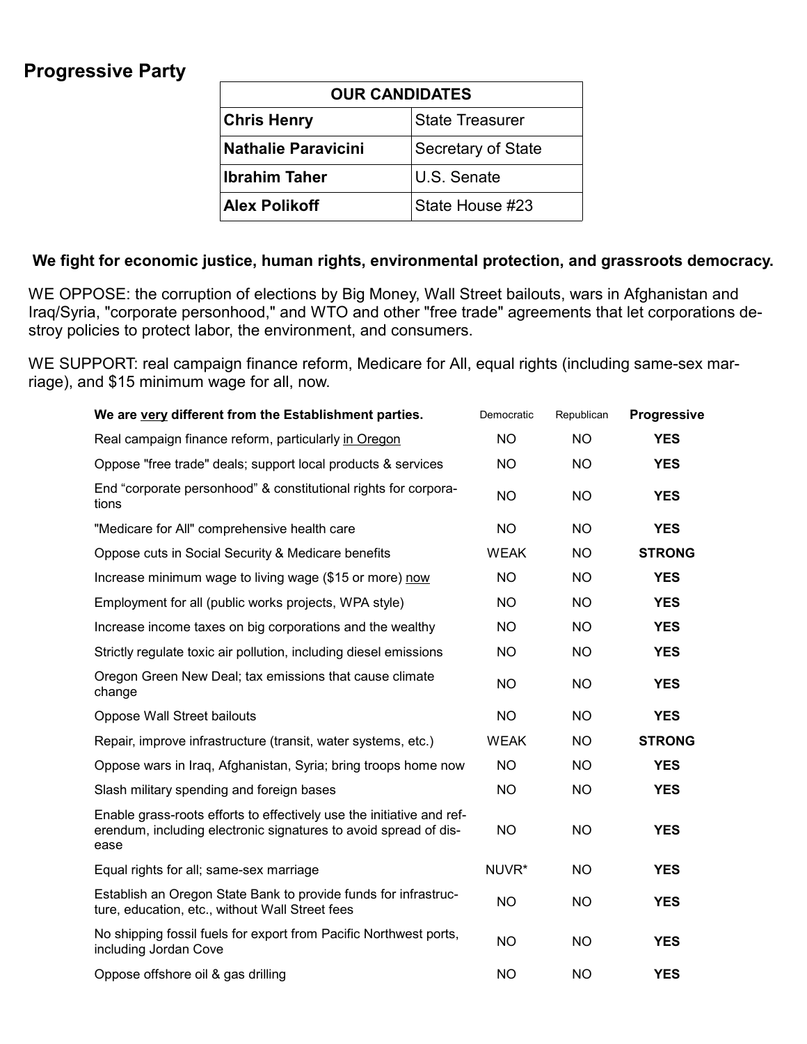# Progressive Party

| OUR CANDIDATES | |
|---|---|
| **Chris Henry** | State Treasurer |
| **Nathalie Paravicini** | Secretary of State |
| **Ibrahim Taher** | U.S. Senate |
| **Alex Polikoff** | State House #23 |

**We fight for economic justice, human rights, environmental protection, and grassroots democracy.**

WE OPPOSE: the corruption of elections by Big Money, Wall Street bailouts, wars in Afghanistan and Iraq/Syria, "corporate personhood," and WTO and other "free trade" agreements that let corporations destroy policies to protect labor, the environment, and consumers.

WE SUPPORT: real campaign finance reform, Medicare for All, equal rights (including same-sex marriage), and $15 minimum wage for all, now.

| **We are very different from the Establishment parties.** | Democratic | Republican | **Progressive** |
|---|---|---|---|
| Real campaign finance reform, particularly in Oregon | NO | NO | **YES** |
| Oppose "free trade" deals; support local products & services | NO | NO | **YES** |
| End "corporate personhood" & constitutional rights for corporations | NO | NO | **YES** |
| "Medicare for All" comprehensive health care | NO | NO | **YES** |
| Oppose cuts in Social Security & Medicare benefits | WEAK | NO | **STRONG** |
| Increase minimum wage to living wage ($15 or more) now | NO | NO | **YES** |
| Employment for all (public works projects, WPA style) | NO | NO | **YES** |
| Increase income taxes on big corporations and the wealthy | NO | NO | **YES** |
| Strictly regulate toxic air pollution, including diesel emissions | NO | NO | **YES** |
| Oregon Green New Deal; tax emissions that cause climate change | NO | NO | **YES** |
| Oppose Wall Street bailouts | NO | NO | **YES** |
| Repair, improve infrastructure (transit, water systems, etc.) | WEAK | NO | **STRONG** |
| Oppose wars in Iraq, Afghanistan, Syria; bring troops home now | NO | NO | **YES** |
| Slash military spending and foreign bases | NO | NO | **YES** |
| Enable grass-roots efforts to effectively use the initiative and referendum, including electronic signatures to avoid spread of disease | NO | NO | **YES** |
| Equal rights for all; same-sex marriage | NUVR* | NO | **YES** |
| Establish an Oregon State Bank to provide funds for infrastructure, education, etc., without Wall Street fees | NO | NO | **YES** |
| No shipping fossil fuels for export from Pacific Northwest ports, including Jordan Cove | NO | NO | **YES** |
| Oppose offshore oil & gas drilling | NO | NO | **YES** |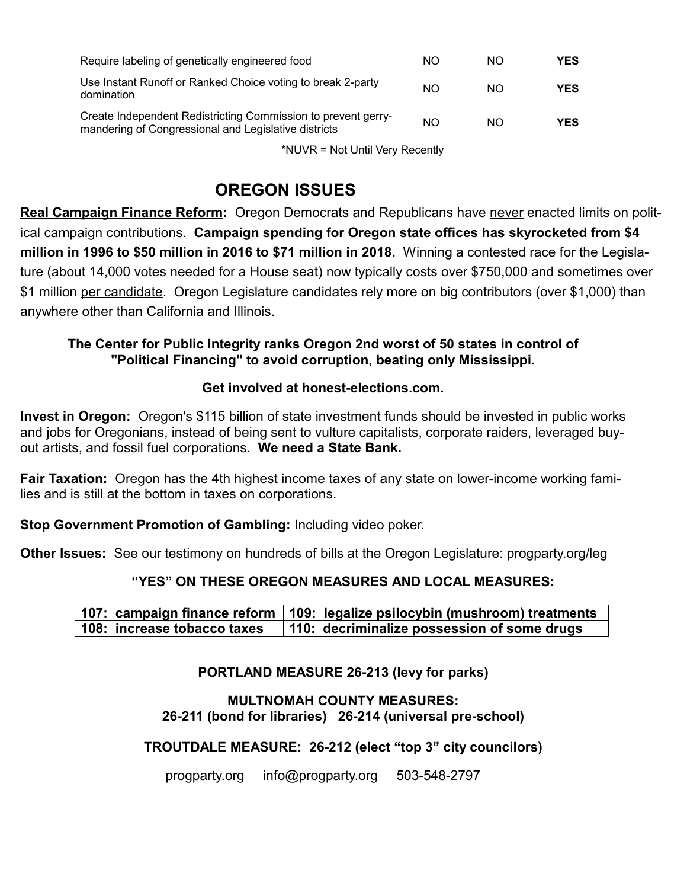| | | | |
|---|---|---|---|
| Require labeling of genetically engineered food | NO | NO | **YES** |
| Use Instant Runoff or Ranked Choice voting to break 2-party domination | NO | NO | **YES** |
| Create Independent Redistricting Commission to prevent gerry-mandering of Congressional and Legislative districts | NO | NO | **YES** |

*NUVR = Not Until Very Recently

## OREGON ISSUES

**Real Campaign Finance Reform:** Oregon Democrats and Republicans have never enacted limits on political campaign contributions. **Campaign spending for Oregon state offices has skyrocketed from $4 million in 1996 to $50 million in 2016 to $71 million in 2018.** Winning a contested race for the Legislature (about 14,000 votes needed for a House seat) now typically costs over $750,000 and sometimes over $1 million per candidate. Oregon Legislature candidates rely more on big contributors (over $1,000) than anywhere other than California and Illinois.

**The Center for Public Integrity ranks Oregon 2nd worst of 50 states in control of "Political Financing" to avoid corruption, beating only Mississippi.**

**Get involved at honest-elections.com.**

**Invest in Oregon:** Oregon's $115 billion of state investment funds should be invested in public works and jobs for Oregonians, instead of being sent to vulture capitalists, corporate raiders, leveraged buy-out artists, and fossil fuel corporations. **We need a State Bank.**

**Fair Taxation:** Oregon has the 4th highest income taxes of any state on lower-income working families and is still at the bottom in taxes on corporations.

**Stop Government Promotion of Gambling:** Including video poker.

**Other Issues:** See our testimony on hundreds of bills at the Oregon Legislature: progparty.org/leg

**"YES" ON THESE OREGON MEASURES AND LOCAL MEASURES:**

| | |
|---|---|
| **107: campaign finance reform** | **109: legalize psilocybin (mushroom) treatments** |
| **108: increase tobacco taxes** | **110: decriminalize possession of some drugs** |

**PORTLAND MEASURE 26-213 (levy for parks)**

**MULTNOMAH COUNTY MEASURES:**
**26-211 (bond for libraries) 26-214 (universal pre-school)**

**TROUTDALE MEASURE: 26-212 (elect "top 3" city councilors)**

progparty.org info@progparty.org 503-548-2797